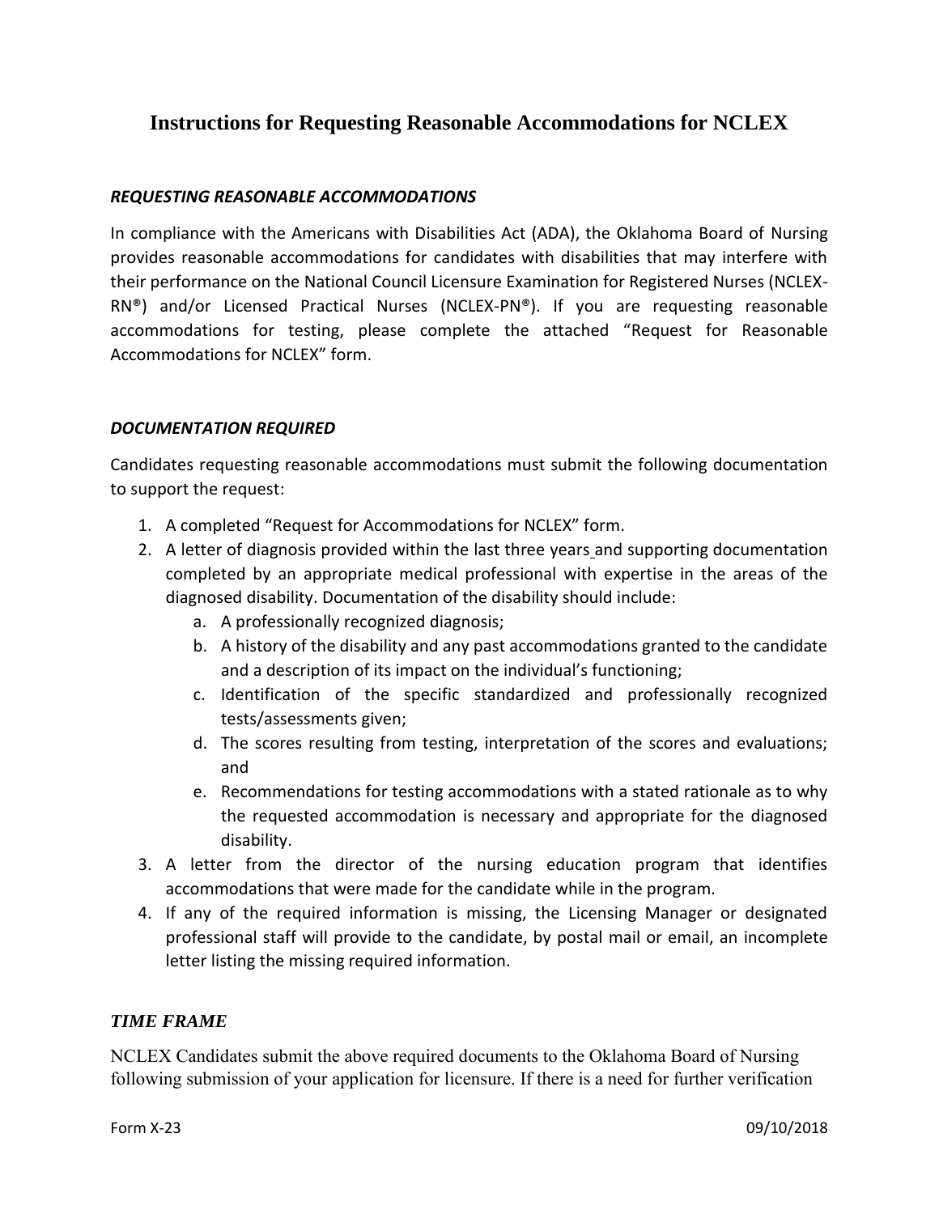# Instructions for Requesting Reasonable Accommodations for NCLEX

### *REQUESTING REASONABLE ACCOMMODATIONS*

In compliance with the Americans with Disabilities Act (ADA), the Oklahoma Board of Nursing provides reasonable accommodations for candidates with disabilities that may interfere with their performance on the National Council Licensure Examination for Registered Nurses (NCLEX-RN®) and/or Licensed Practical Nurses (NCLEX-PN®). If you are requesting reasonable accommodations for testing, please complete the attached "Request for Reasonable Accommodations for NCLEX" form.

### *DOCUMENTATION REQUIRED*

Candidates requesting reasonable accommodations must submit the following documentation to support the request:

1. A completed "Request for Accommodations for NCLEX" form.
2. A letter of diagnosis provided within the last three years and supporting documentation completed by an appropriate medical professional with expertise in the areas of the diagnosed disability. Documentation of the disability should include:
   a. A professionally recognized diagnosis;
   b. A history of the disability and any past accommodations granted to the candidate and a description of its impact on the individual's functioning;
   c. Identification of the specific standardized and professionally recognized tests/assessments given;
   d. The scores resulting from testing, interpretation of the scores and evaluations; and
   e. Recommendations for testing accommodations with a stated rationale as to why the requested accommodation is necessary and appropriate for the diagnosed disability.
3. A letter from the director of the nursing education program that identifies accommodations that were made for the candidate while in the program.
4. If any of the required information is missing, the Licensing Manager or designated professional staff will provide to the candidate, by postal mail or email, an incomplete letter listing the missing required information.

### *TIME FRAME*

NCLEX Candidates submit the above required documents to the Oklahoma Board of Nursing following submission of your application for licensure. If there is a need for further verification

Form X-23 09/10/2018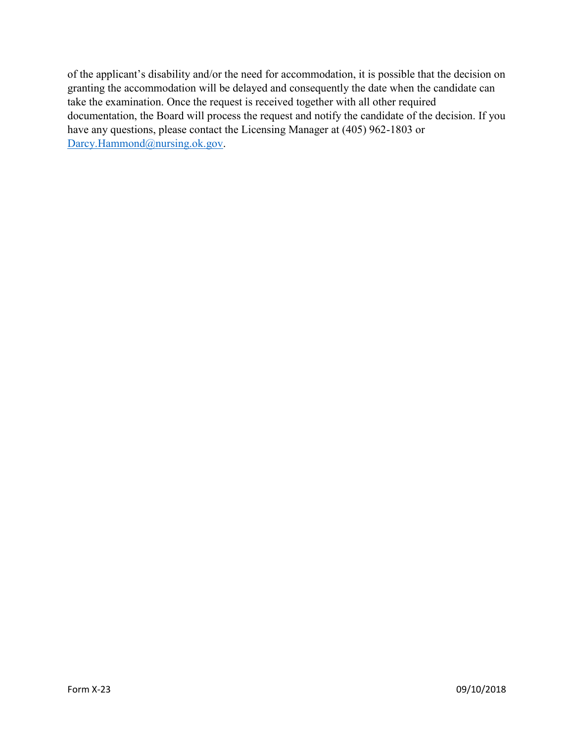of the applicant's disability and/or the need for accommodation, it is possible that the decision on granting the accommodation will be delayed and consequently the date when the candidate can take the examination. Once the request is received together with all other required documentation, the Board will process the request and notify the candidate of the decision. If you have any questions, please contact the Licensing Manager at (405) 962-1803 or Darcy.Hammond@nursing.ok.gov.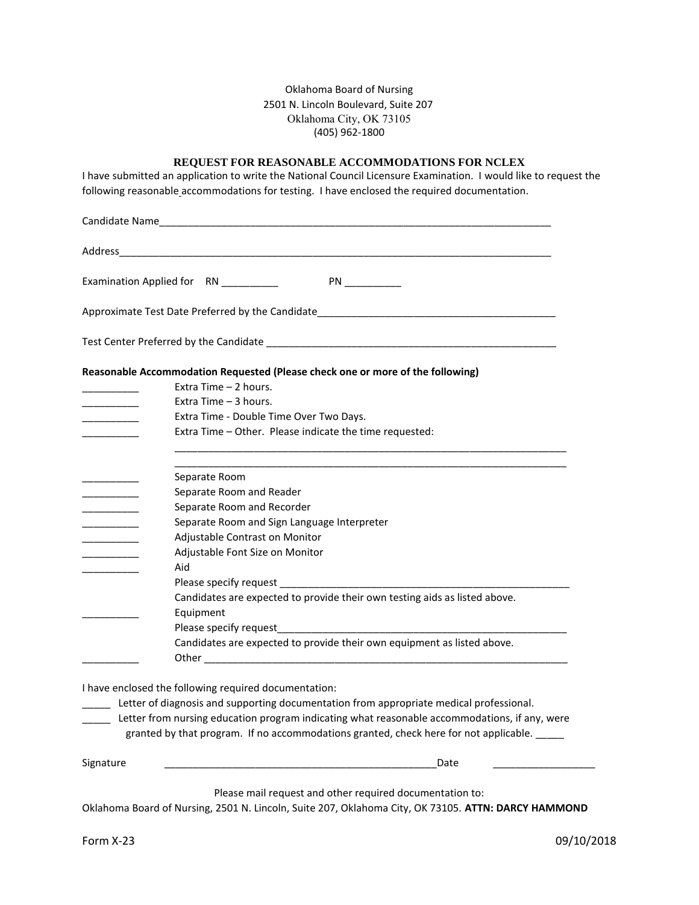Oklahoma Board of Nursing
2501 N. Lincoln Boulevard, Suite 207
Oklahoma City, OK 73105
(405) 962-1800

## REQUEST FOR REASONABLE ACCOMMODATIONS FOR NCLEX

I have submitted an application to write the National Council Licensure Examination. I would like to request the following reasonable accommodations for testing. I have enclosed the required documentation.

Candidate Name_______________________________________________________________________

Address_____________________________________________________________________________

Examination Applied for RN __________ PN __________

Approximate Test Date Preferred by the Candidate___________________________________________

Test Center Preferred by the Candidate ____________________________________________________

**Reasonable Accommodation Requested (Please check one or more of the following)**

__________ Extra Time – 2 hours.
__________ Extra Time – 3 hours.
__________ Extra Time - Double Time Over Two Days.
__________ Extra Time – Other. Please indicate the time requested:
_______________________________________________________________________
_______________________________________________________________________
__________ Separate Room
__________ Separate Room and Reader
__________ Separate Room and Recorder
__________ Separate Room and Sign Language Interpreter
__________ Adjustable Contrast on Monitor
__________ Adjustable Font Size on Monitor
__________ Aid
Please specify request _____________________________________________________
Candidates are expected to provide their own testing aids as listed above.
__________ Equipment
Please specify request_____________________________________________________
Candidates are expected to provide their own equipment as listed above.
__________ Other ________________________________________________________________

I have enclosed the following required documentation:

_____ Letter of diagnosis and supporting documentation from appropriate medical professional.
_____ Letter from nursing education program indicating what reasonable accommodations, if any, were granted by that program. If no accommodations granted, check here for not applicable. _____

Signature _______________________________________________Date __________________

Please mail request and other required documentation to:
Oklahoma Board of Nursing, 2501 N. Lincoln, Suite 207, Oklahoma City, OK 73105. **ATTN: DARCY HAMMOND**

Form X-23 09/10/2018